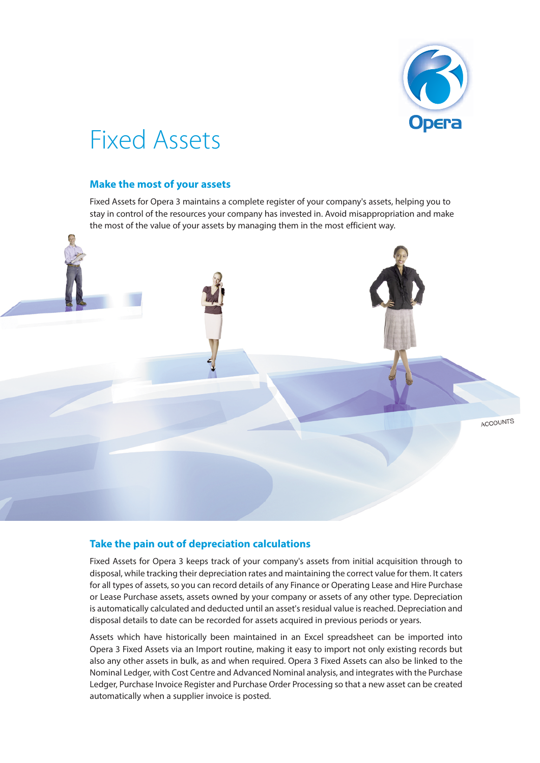# Fixed Assets

## Make the most of your assets

Fixed Assets for Opera 3 maintains a complete register of your company's assets, helping you to stay in control of the resources your company has invested in. Avoid misappropriation and make the most of the value of your assets by managing them in the most efficient way.

## Take the pain out of depreciation calculations

Fixed Assets for Opera 3 keeps track of your company's assets from initial acquisition through to disposal, while tracking their depreciation rates and maintaining the correct value for them. It caters for all types of assets, so you can record details of any Finance or Operating Lease and Hire Purchase or Lease Purchase assets, assets owned by your company or assets of any other type. Depreciation is automatically calculated and deducted until an asset's residual value is reached. Depreciation and disposal details to date can be recorded for assets acquired in previous periods or years.

Assets which have historically been maintained in an Excel spreadsheet can be imported into Opera 3 Fixed Assets via an Import routine, making it easy to import not only existing records but also any other assets in bulk, as and when required. Opera 3 Fixed Assets can also be linked to the Nominal Ledger, with Cost Centre and Advanced Nominal analysis, and integrates with the Purchase Ledger, Purchase Invoice Register and Purchase Order Processing so that a new asset can be created automatically when a supplier invoice is posted.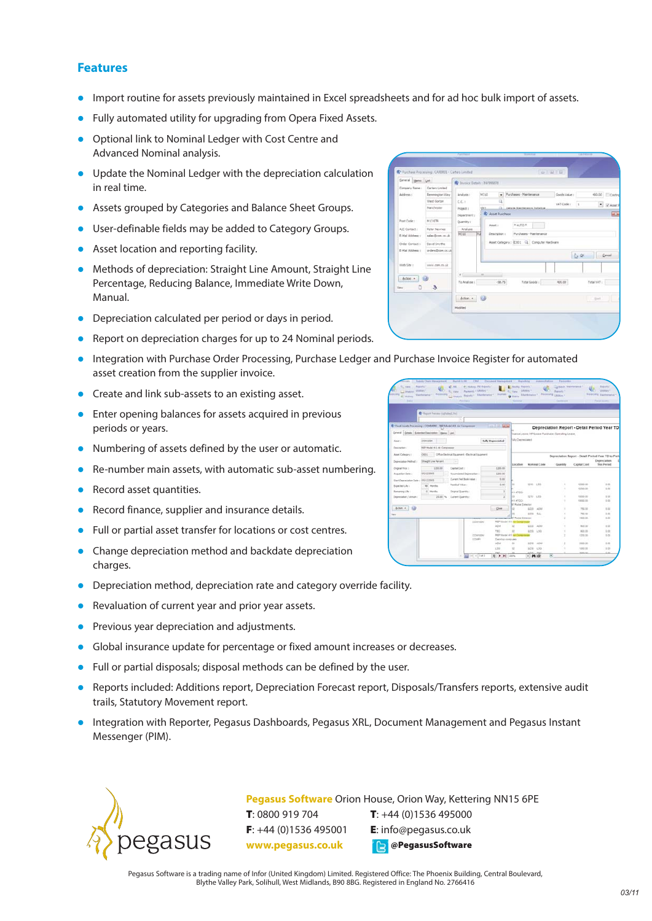## Features

- Import routine for assets previously maintained in Excel spreadsheets and for ad hoc bulk import of assets.
- Fully automated utility for upgrading from Opera Fixed Assets.
- Optional link to Nominal Ledger with Cost Centre and Advanced Nominal analysis.
- Update the Nominal Ledger with the depreciation calculation in real time.
- Assets grouped by Categories and Balance Sheet Groups.
- User-definable fields may be added to Category Groups.
- Asset location and reporting facility.
- Methods of depreciation: Straight Line Amount, Straight Line Percentage, Reducing Balance, Immediate Write Down, Manual.
- Depreciation calculated per period or days in period.
- Report on depreciation charges for up to 24 Nominal periods.
- Integration with Purchase Order Processing, Purchase Ledger and Purchase Invoice Register for automated asset creation from the supplier invoice.
- Create and link sub-assets to an existing asset.
- Enter opening balances for assets acquired in previous periods or years.
- Numbering of assets defined by the user or automatic.
- Re-number main assets, with automatic sub-asset numbering.
- Record asset quantities.
- Record finance, supplier and insurance details.
- Full or partial asset transfer for locations or cost centres.
- Change depreciation method and backdate depreciation charges.
- Depreciation method, depreciation rate and category override facility.
- Revaluation of current year and prior year assets.
- Previous year depreciation and adjustments.
- Global insurance update for percentage or fixed amount increases or decreases.
- Full or partial disposals; disposal methods can be defined by the user.
- Reports included: Additions report, Depreciation Forecast report, Disposals/Transfers reports, extensive audit trails, Statutory Movement report.
- Integration with Reporter, Pegasus Dashboards, Pegasus XRL, Document Management and Pegasus Instant Messenger (PIM).

pegasus

**Pegasus Software** Orion House, Orion Way, Kettering NN15 6PE

**T**: 0800 919 704 **T**: +44 (0)1536 495000

**F**: +44 (0)1536 495001 **E**: info@pegasus.co.uk

**www.pegasus.co.uk** **@PegasusSoftware**

Pegasus Software is a trading name of Infor (United Kingdom) Limited. Registered Office: The Phoenix Building, Central Boulevard, Blythe Valley Park, Solihull, West Midlands, B90 8BG. Registered in England No. 2766416

03/11